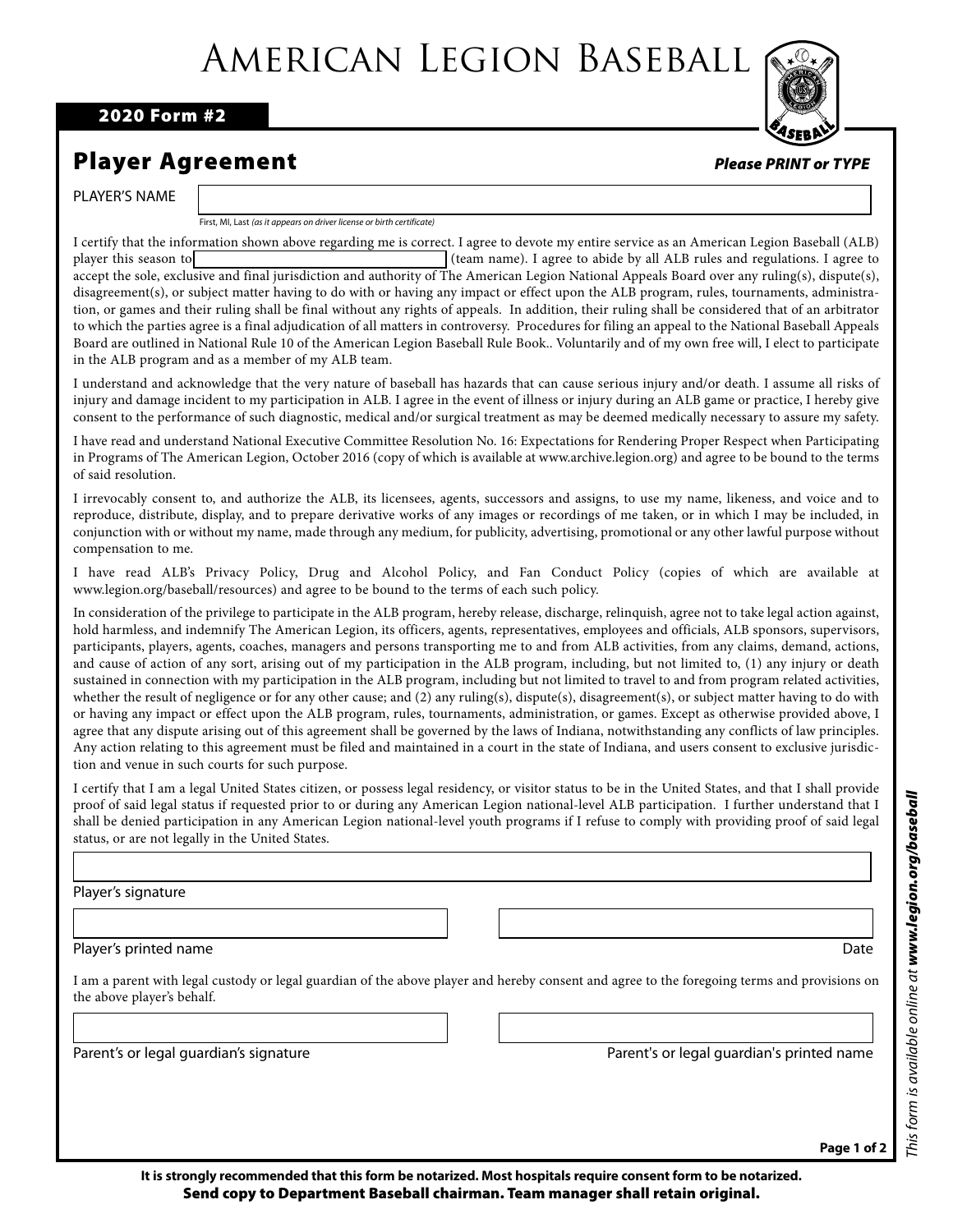# American Legion Baseball

**2020 Form #2**

## Player Agreement

***Please PRINT or TYPE***

PLAYER'S NAME ______________________________

First, MI, Last *(as it appears on driver license or birth certificate)*

I certify that the information shown above regarding me is correct. I agree to devote my entire service as an American Legion Baseball (ALB) player this season to ______________________ (team name). I agree to abide by all ALB rules and regulations. I agree to accept the sole, exclusive and final jurisdiction and authority of The American Legion National Appeals Board over any ruling(s), dispute(s), disagreement(s), or subject matter having to do with or having any impact or effect upon the ALB program, rules, tournaments, administration, or games and their ruling shall be final without any rights of appeals. In addition, their ruling shall be considered that of an arbitrator to which the parties agree is a final adjudication of all matters in controversy. Procedures for filing an appeal to the National Baseball Appeals Board are outlined in National Rule 10 of the American Legion Baseball Rule Book.. Voluntarily and of my own free will, I elect to participate in the ALB program and as a member of my ALB team.

I understand and acknowledge that the very nature of baseball has hazards that can cause serious injury and/or death. I assume all risks of injury and damage incident to my participation in ALB. I agree in the event of illness or injury during an ALB game or practice, I hereby give consent to the performance of such diagnostic, medical and/or surgical treatment as may be deemed medically necessary to assure my safety.

I have read and understand National Executive Committee Resolution No. 16: Expectations for Rendering Proper Respect when Participating in Programs of The American Legion, October 2016 (copy of which is available at www.archive.legion.org) and agree to be bound to the terms of said resolution.

I irrevocably consent to, and authorize the ALB, its licensees, agents, successors and assigns, to use my name, likeness, and voice and to reproduce, distribute, display, and to prepare derivative works of any images or recordings of me taken, or in which I may be included, in conjunction with or without my name, made through any medium, for publicity, advertising, promotional or any other lawful purpose without compensation to me.

I have read ALB's Privacy Policy, Drug and Alcohol Policy, and Fan Conduct Policy (copies of which are available at www.legion.org/baseball/resources) and agree to be bound to the terms of each such policy.

In consideration of the privilege to participate in the ALB program, hereby release, discharge, relinquish, agree not to take legal action against, hold harmless, and indemnify The American Legion, its officers, agents, representatives, employees and officials, ALB sponsors, supervisors, participants, players, agents, coaches, managers and persons transporting me to and from ALB activities, from any claims, demand, actions, and cause of action of any sort, arising out of my participation in the ALB program, including, but not limited to, (1) any injury or death sustained in connection with my participation in the ALB program, including but not limited to travel to and from program related activities, whether the result of negligence or for any other cause; and (2) any ruling(s), dispute(s), disagreement(s), or subject matter having to do with or having any impact or effect upon the ALB program, rules, tournaments, administration, or games. Except as otherwise provided above, I agree that any dispute arising out of this agreement shall be governed by the laws of Indiana, notwithstanding any conflicts of law principles. Any action relating to this agreement must be filed and maintained in a court in the state of Indiana, and users consent to exclusive jurisdiction and venue in such courts for such purpose.

I certify that I am a legal United States citizen, or possess legal residency, or visitor status to be in the United States, and that I shall provide proof of said legal status if requested prior to or during any American Legion national-level ALB participation. I further understand that I shall be denied participation in any American Legion national-level youth programs if I refuse to comply with providing proof of said legal status, or are not legally in the United States.

______________________________

Player's signature

______________________________ ______________________________

Player's printed name Date

I am a parent with legal custody or legal guardian of the above player and hereby consent and agree to the foregoing terms and provisions on the above player's behalf.

______________________________ ______________________________

Parent's or legal guardian's signature Parent's or legal guardian's printed name

**It is strongly recommended that this form be notarized. Most hospitals require consent form to be notarized.**

**Send copy to Department Baseball chairman. Team manager shall retain original.**

*This form is available online at* ***www.legion.org/baseball***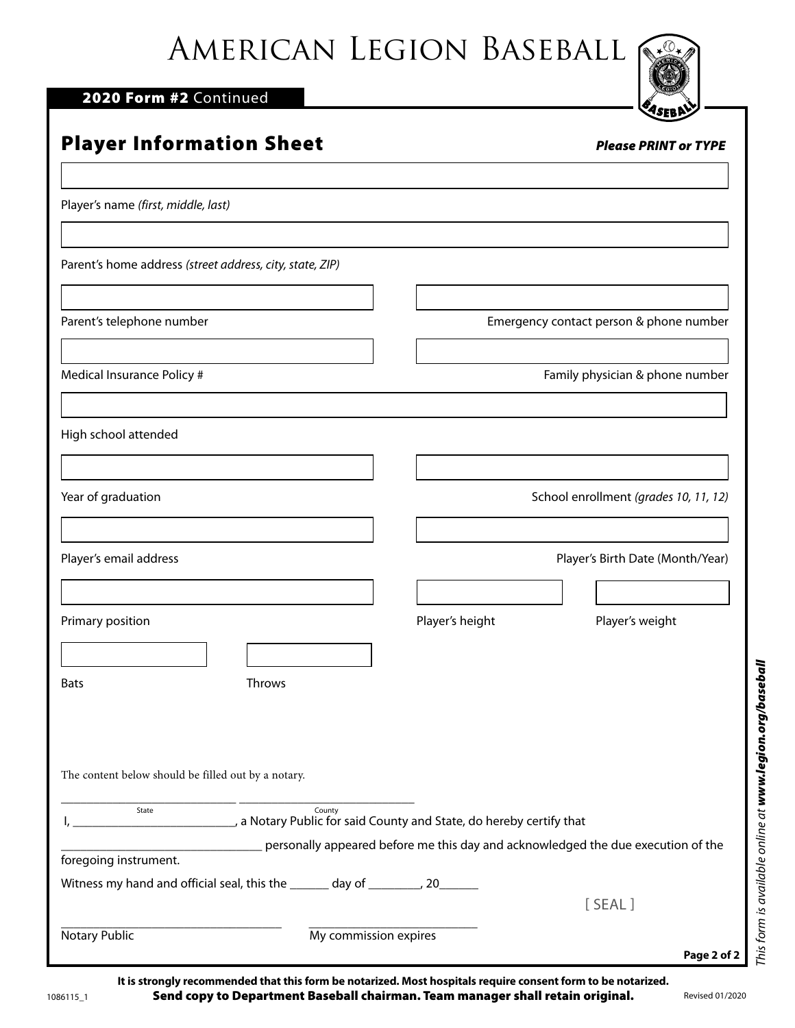# American Legion Baseball

**2020 Form #2** Continued

## Player Information Sheet

***Please PRINT or TYPE***

Player's name *(first, middle, last)*

Parent's home address *(street address, city, state, ZIP)*

Parent's telephone number

Emergency contact person & phone number

Medical Insurance Policy #

Family physician & phone number

High school attended

Year of graduation

School enrollment *(grades 10, 11, 12)*

Player's email address

Player's Birth Date (Month/Year)

Primary position

Player's height

Player's weight

Bats

Throws

The content below should be filled out by a notary.

_____________________________ _____________________________
State County

I, ___________________________, a Notary Public for said County and State, do hereby certify that

________________________________ personally appeared before me this day and acknowledged the due execution of the foregoing instrument.

Witness my hand and official seal, this the ______ day of ________, 20______

[ SEAL ]

___________________________________ ___________________________
Notary Public My commission expires

*This form is available online at* ***www.legion.org/baseball***

**It is strongly recommended that this form be notarized. Most hospitals require consent form to be notarized.**

**Send copy to Department Baseball chairman. Team manager shall retain original.**

1086115_1

Revised 01/2020